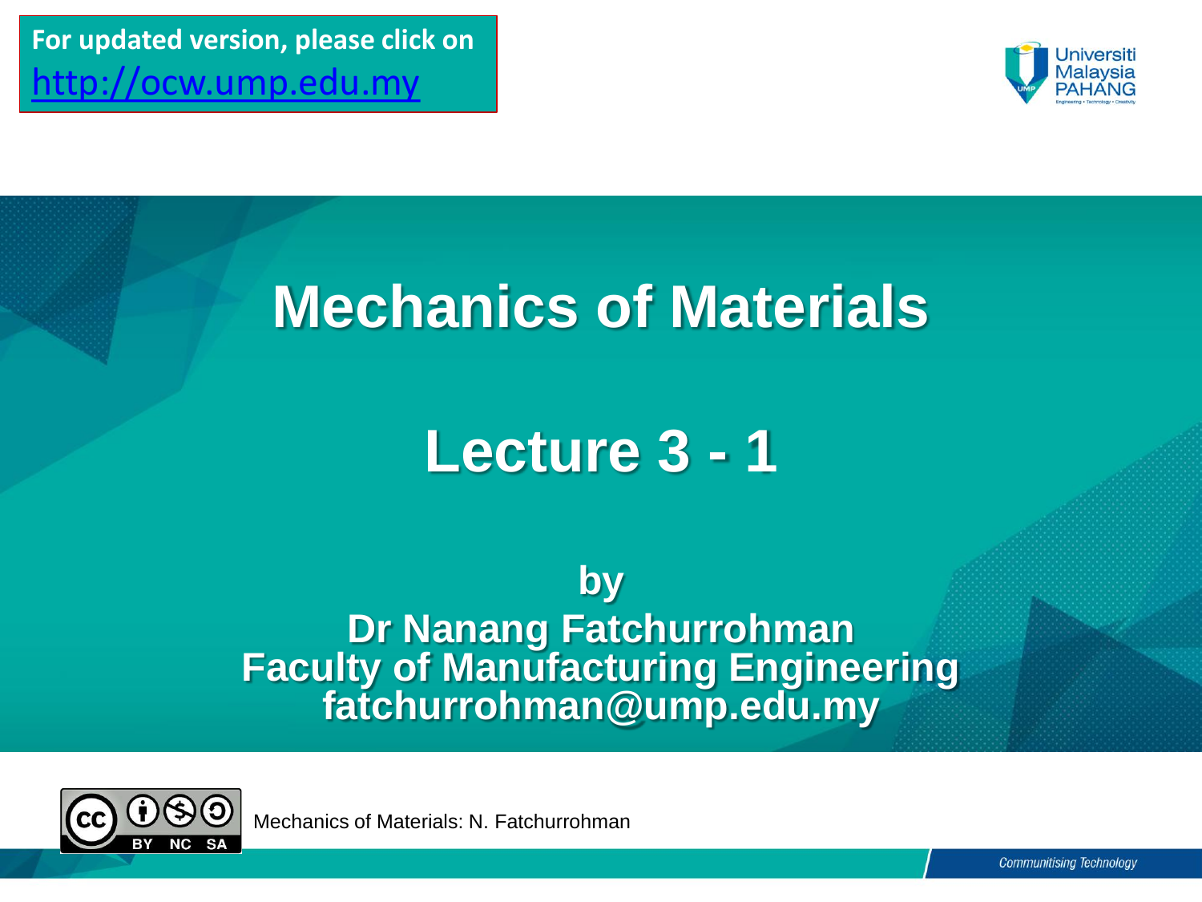For updated version, please click on [http://ocw.ump.edu.my](http://ocw.ump.edu.my)

Universiti Malaysia PAHANG

Engineering • Technology • Creativity

# Mechanics of Materials

# Lecture 3 - 1

**by**

**Dr Nanang Fatchurrohman**
**Faculty of Manufacturing Engineering**
**fatchurrohman@ump.edu.my**

CC BY NC SA

Mechanics of Materials: N. Fatchurrohman

Communitising Technology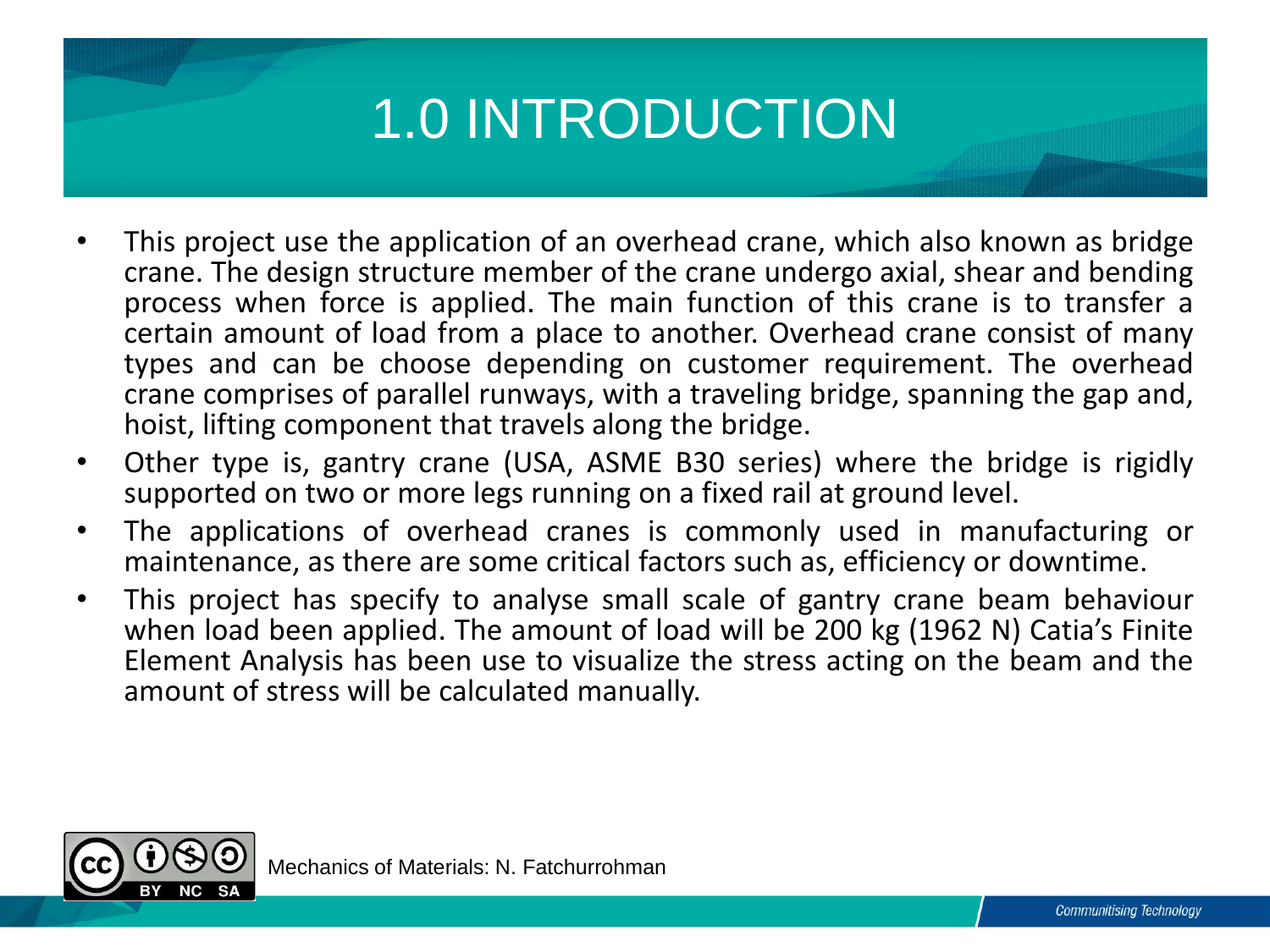# 1.0 INTRODUCTION

- This project use the application of an overhead crane, which also known as bridge crane. The design structure member of the crane undergo axial, shear and bending process when force is applied. The main function of this crane is to transfer a certain amount of load from a place to another. Overhead crane consist of many types and can be choose depending on customer requirement. The overhead crane comprises of parallel runways, with a traveling bridge, spanning the gap and, hoist, lifting component that travels along the bridge.
- Other type is, gantry crane (USA, ASME B30 series) where the bridge is rigidly supported on two or more legs running on a fixed rail at ground level.
- The applications of overhead cranes is commonly used in manufacturing or maintenance, as there are some critical factors such as, efficiency or downtime.
- This project has specify to analyse small scale of gantry crane beam behaviour when load been applied. The amount of load will be 200 kg (1962 N) Catia's Finite Element Analysis has been use to visualize the stress acting on the beam and the amount of stress will be calculated manually.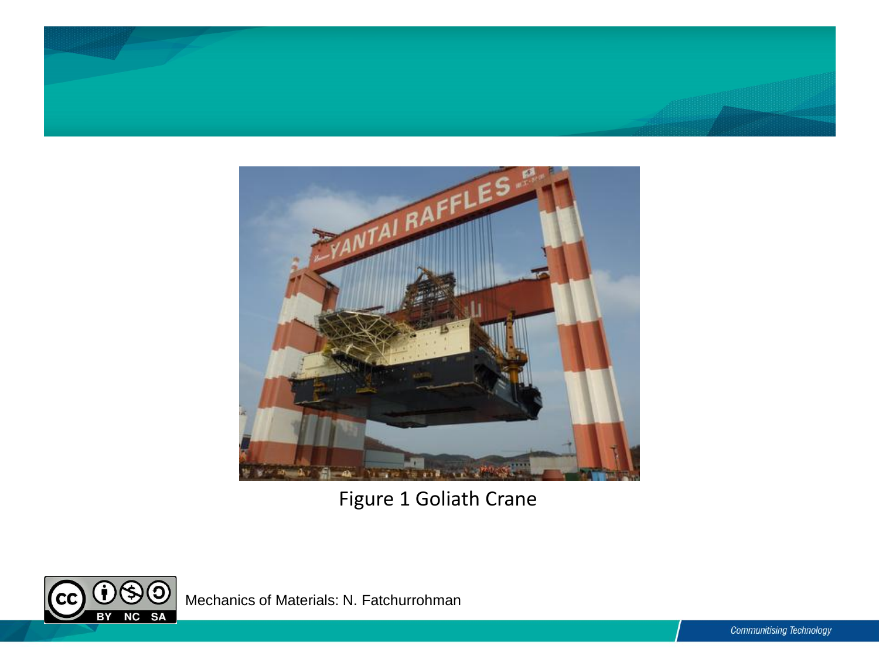Figure 1 Goliath Crane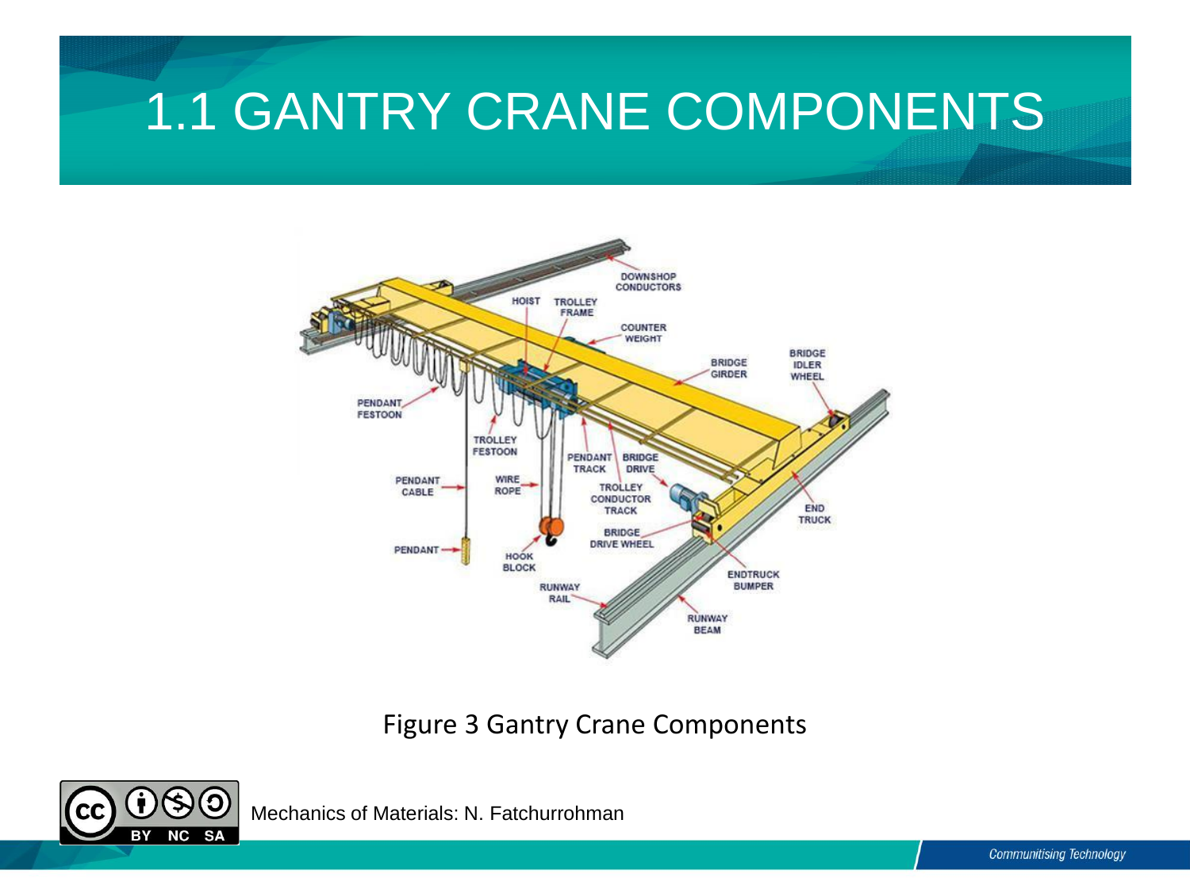# 1.1 GANTRY CRANE COMPONENTS

Figure 3 Gantry Crane Components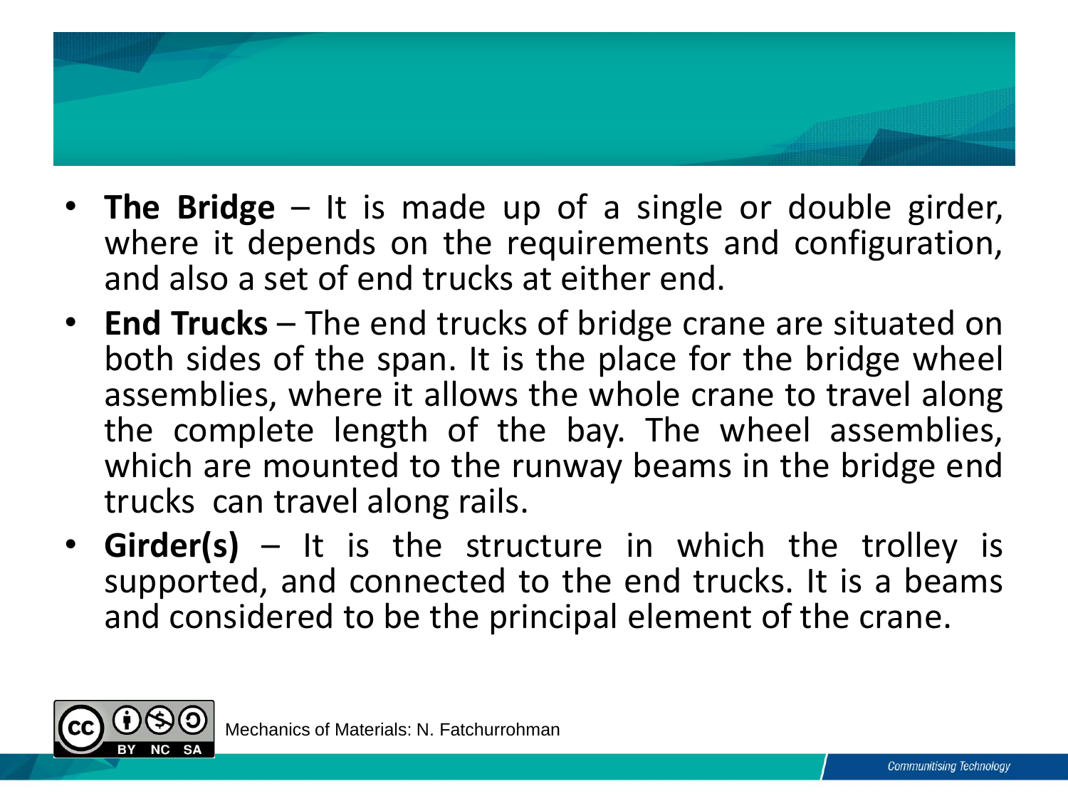- **The Bridge** – It is made up of a single or double girder, where it depends on the requirements and configuration, and also a set of end trucks at either end.
- **End Trucks** – The end trucks of bridge crane are situated on both sides of the span. It is the place for the bridge wheel assemblies, where it allows the whole crane to travel along the complete length of the bay. The wheel assemblies, which are mounted to the runway beams in the bridge end trucks can travel along rails.
- **Girder(s)** – It is the structure in which the trolley is supported, and connected to the end trucks. It is a beams and considered to be the principal element of the crane.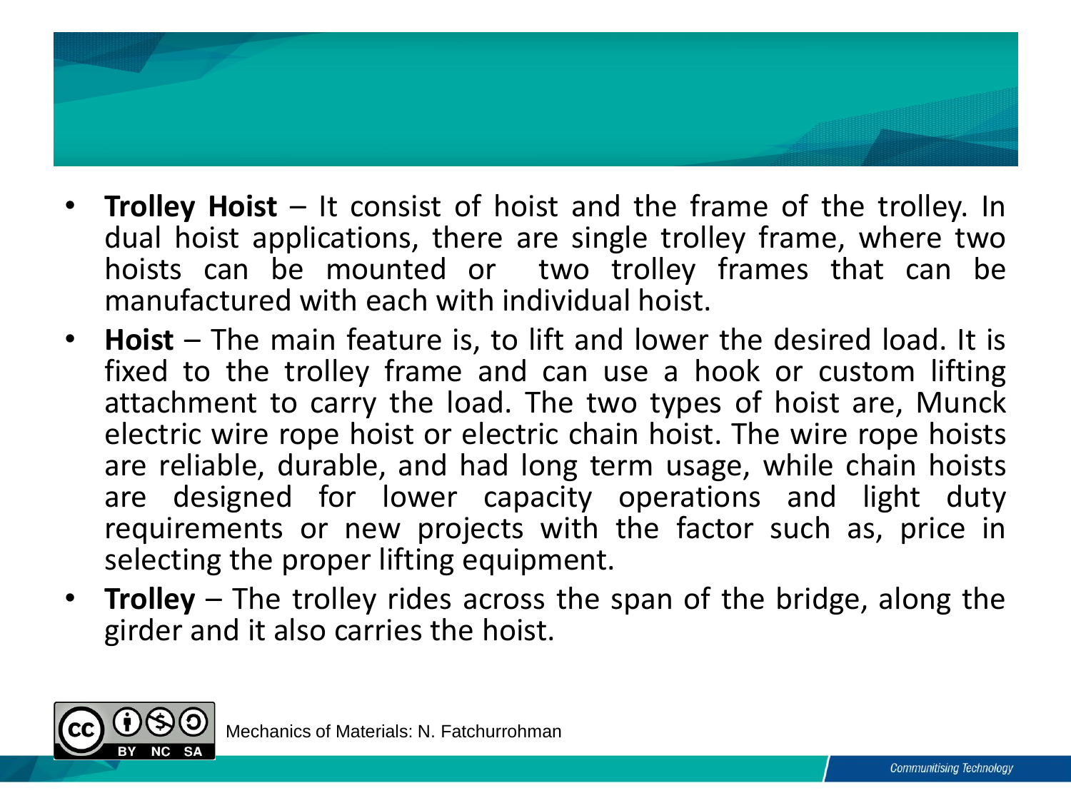- **Trolley Hoist** – It consist of hoist and the frame of the trolley. In dual hoist applications, there are single trolley frame, where two hoists can be mounted or two trolley frames that can be manufactured with each with individual hoist.
- **Hoist** – The main feature is, to lift and lower the desired load. It is fixed to the trolley frame and can use a hook or custom lifting attachment to carry the load. The two types of hoist are, Munck electric wire rope hoist or electric chain hoist. The wire rope hoists are reliable, durable, and had long term usage, while chain hoists are designed for lower capacity operations and light duty requirements or new projects with the factor such as, price in selecting the proper lifting equipment.
- **Trolley** – The trolley rides across the span of the bridge, along the girder and it also carries the hoist.